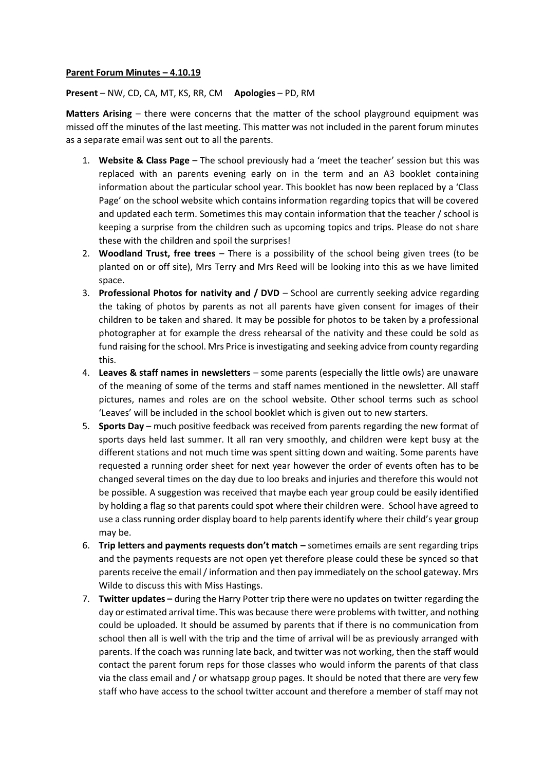**Parent Forum Minutes – 4.10.19**

**Present** – NW, CD, CA, MT, KS, RR, CM **Apologies** – PD, RM

**Matters Arising** – there were concerns that the matter of the school playground equipment was missed off the minutes of the last meeting. This matter was not included in the parent forum minutes as a separate email was sent out to all the parents.

1. **Website & Class Page** – The school previously had a 'meet the teacher' session but this was replaced with an parents evening early on in the term and an A3 booklet containing information about the particular school year. This booklet has now been replaced by a 'Class Page' on the school website which contains information regarding topics that will be covered and updated each term. Sometimes this may contain information that the teacher / school is keeping a surprise from the children such as upcoming topics and trips. Please do not share these with the children and spoil the surprises!
2. **Woodland Trust, free trees** – There is a possibility of the school being given trees (to be planted on or off site), Mrs Terry and Mrs Reed will be looking into this as we have limited space.
3. **Professional Photos for nativity and / DVD** – School are currently seeking advice regarding the taking of photos by parents as not all parents have given consent for images of their children to be taken and shared. It may be possible for photos to be taken by a professional photographer at for example the dress rehearsal of the nativity and these could be sold as fund raising for the school. Mrs Price is investigating and seeking advice from county regarding this.
4. **Leaves & staff names in newsletters** – some parents (especially the little owls) are unaware of the meaning of some of the terms and staff names mentioned in the newsletter. All staff pictures, names and roles are on the school website. Other school terms such as school 'Leaves' will be included in the school booklet which is given out to new starters.
5. **Sports Day** – much positive feedback was received from parents regarding the new format of sports days held last summer. It all ran very smoothly, and children were kept busy at the different stations and not much time was spent sitting down and waiting. Some parents have requested a running order sheet for next year however the order of events often has to be changed several times on the day due to loo breaks and injuries and therefore this would not be possible. A suggestion was received that maybe each year group could be easily identified by holding a flag so that parents could spot where their children were. School have agreed to use a class running order display board to help parents identify where their child's year group may be.
6. **Trip letters and payments requests don't match –** sometimes emails are sent regarding trips and the payments requests are not open yet therefore please could these be synced so that parents receive the email / information and then pay immediately on the school gateway. Mrs Wilde to discuss this with Miss Hastings.
7. **Twitter updates –** during the Harry Potter trip there were no updates on twitter regarding the day or estimated arrival time. This was because there were problems with twitter, and nothing could be uploaded. It should be assumed by parents that if there is no communication from school then all is well with the trip and the time of arrival will be as previously arranged with parents. If the coach was running late back, and twitter was not working, then the staff would contact the parent forum reps for those classes who would inform the parents of that class via the class email and / or whatsapp group pages. It should be noted that there are very few staff who have access to the school twitter account and therefore a member of staff may not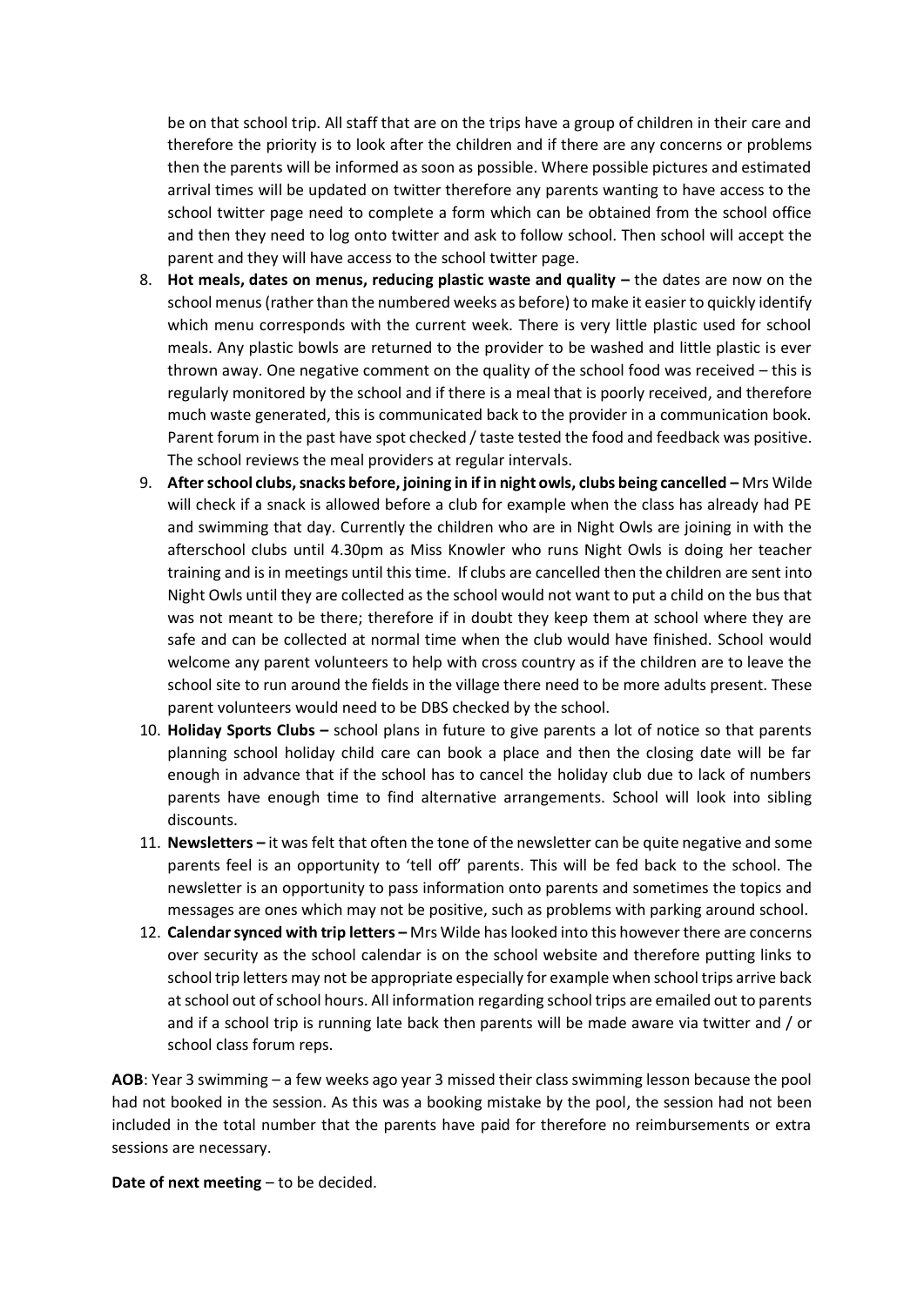be on that school trip. All staff that are on the trips have a group of children in their care and therefore the priority is to look after the children and if there are any concerns or problems then the parents will be informed as soon as possible. Where possible pictures and estimated arrival times will be updated on twitter therefore any parents wanting to have access to the school twitter page need to complete a form which can be obtained from the school office and then they need to log onto twitter and ask to follow school. Then school will accept the parent and they will have access to the school twitter page.

8. **Hot meals, dates on menus, reducing plastic waste and quality –** the dates are now on the school menus (rather than the numbered weeks as before) to make it easier to quickly identify which menu corresponds with the current week. There is very little plastic used for school meals. Any plastic bowls are returned to the provider to be washed and little plastic is ever thrown away. One negative comment on the quality of the school food was received – this is regularly monitored by the school and if there is a meal that is poorly received, and therefore much waste generated, this is communicated back to the provider in a communication book. Parent forum in the past have spot checked / taste tested the food and feedback was positive. The school reviews the meal providers at regular intervals.
9. **After school clubs, snacks before, joining in if in night owls, clubs being cancelled –** Mrs Wilde will check if a snack is allowed before a club for example when the class has already had PE and swimming that day. Currently the children who are in Night Owls are joining in with the afterschool clubs until 4.30pm as Miss Knowler who runs Night Owls is doing her teacher training and is in meetings until this time. If clubs are cancelled then the children are sent into Night Owls until they are collected as the school would not want to put a child on the bus that was not meant to be there; therefore if in doubt they keep them at school where they are safe and can be collected at normal time when the club would have finished. School would welcome any parent volunteers to help with cross country as if the children are to leave the school site to run around the fields in the village there need to be more adults present. These parent volunteers would need to be DBS checked by the school.
10. **Holiday Sports Clubs –** school plans in future to give parents a lot of notice so that parents planning school holiday child care can book a place and then the closing date will be far enough in advance that if the school has to cancel the holiday club due to lack of numbers parents have enough time to find alternative arrangements. School will look into sibling discounts.
11. **Newsletters –** it was felt that often the tone of the newsletter can be quite negative and some parents feel is an opportunity to 'tell off' parents. This will be fed back to the school. The newsletter is an opportunity to pass information onto parents and sometimes the topics and messages are ones which may not be positive, such as problems with parking around school.
12. **Calendar synced with trip letters –** Mrs Wilde has looked into this however there are concerns over security as the school calendar is on the school website and therefore putting links to school trip letters may not be appropriate especially for example when school trips arrive back at school out of school hours. All information regarding school trips are emailed out to parents and if a school trip is running late back then parents will be made aware via twitter and / or school class forum reps.

**AOB**: Year 3 swimming – a few weeks ago year 3 missed their class swimming lesson because the pool had not booked in the session. As this was a booking mistake by the pool, the session had not been included in the total number that the parents have paid for therefore no reimbursements or extra sessions are necessary.

**Date of next meeting** – to be decided.